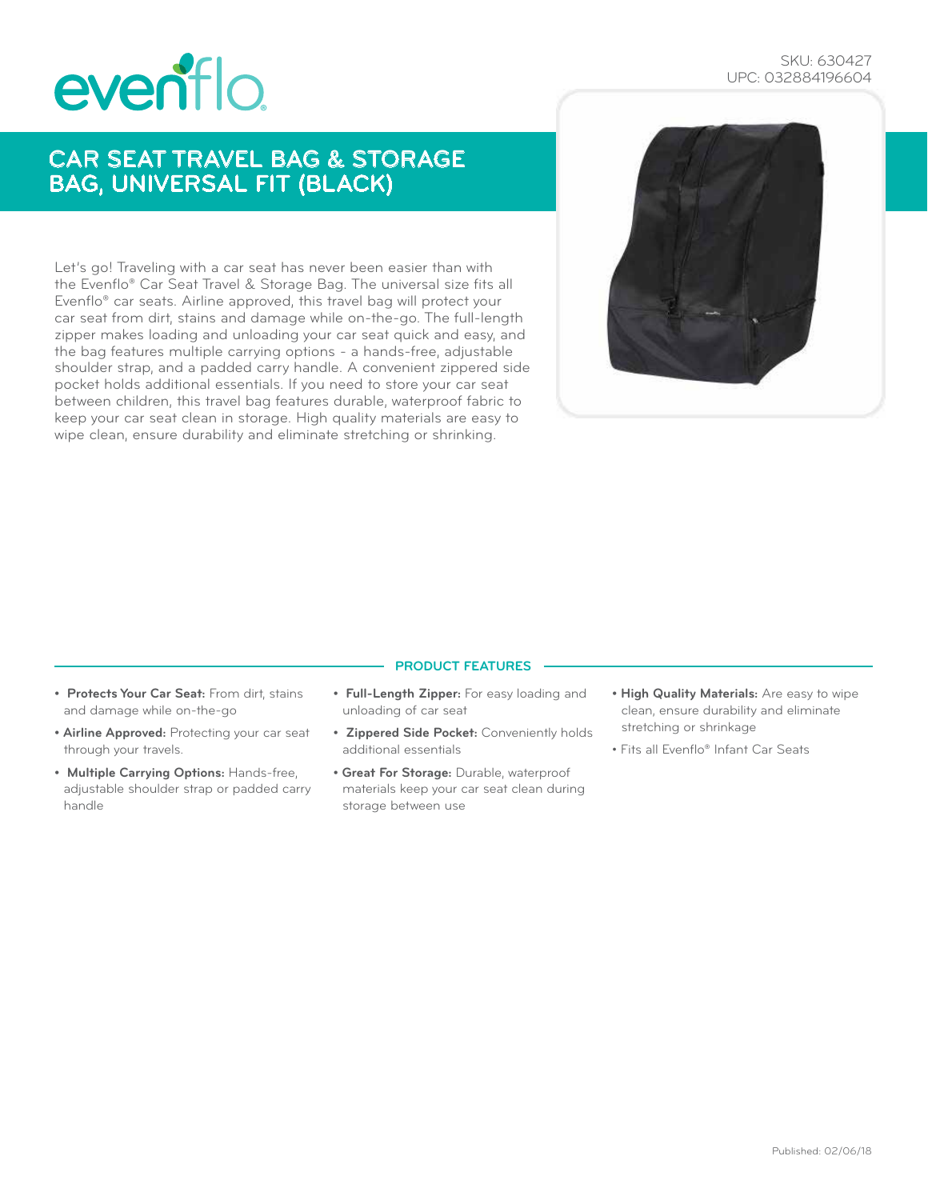SKU: 630427
UPC: 032884196604

# CAR SEAT TRAVEL BAG & STORAGE BAG, UNIVERSAL FIT (BLACK)

Let's go! Traveling with a car seat has never been easier than with the Evenflo® Car Seat Travel & Storage Bag. The universal size fits all Evenflo® car seats. Airline approved, this travel bag will protect your car seat from dirt, stains and damage while on-the-go. The full-length zipper makes loading and unloading your car seat quick and easy, and the bag features multiple carrying options - a hands-free, adjustable shoulder strap, and a padded carry handle. A convenient zippered side pocket holds additional essentials. If you need to store your car seat between children, this travel bag features durable, waterproof fabric to keep your car seat clean in storage. High quality materials are easy to wipe clean, ensure durability and eliminate stretching or shrinking.

## PRODUCT FEATURES

- **Protects Your Car Seat:** From dirt, stains and damage while on-the-go
- **Airline Approved:** Protecting your car seat through your travels.
- **Multiple Carrying Options:** Hands-free, adjustable shoulder strap or padded carry handle
- **Full-Length Zipper:** For easy loading and unloading of car seat
- **Zippered Side Pocket:** Conveniently holds additional essentials
- **Great For Storage:** Durable, waterproof materials keep your car seat clean during storage between use
- **High Quality Materials:** Are easy to wipe clean, ensure durability and eliminate stretching or shrinkage
- Fits all Evenflo® Infant Car Seats

Published: 02/06/18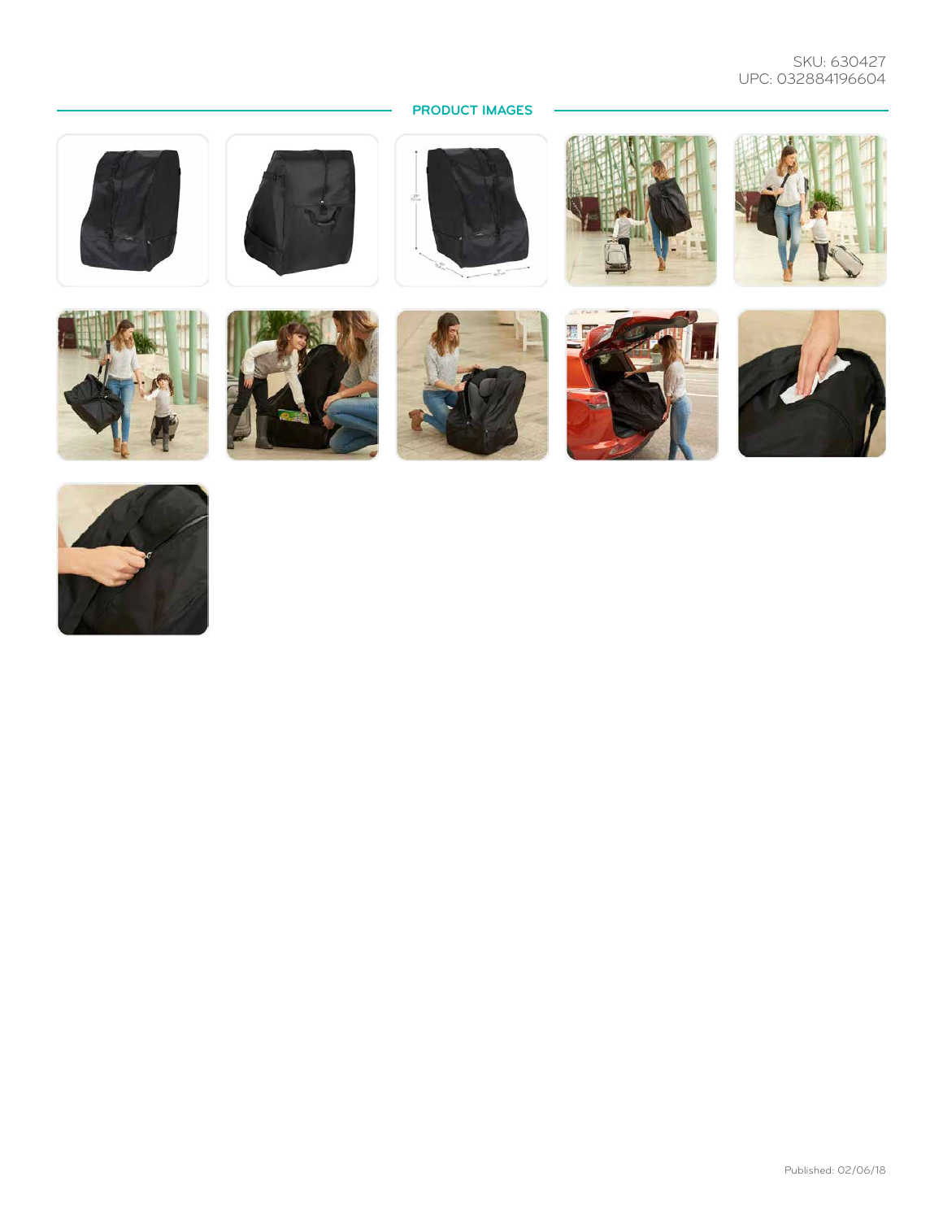SKU: 630427
UPC: 032884196604

## PRODUCT IMAGES

Published: 02/06/18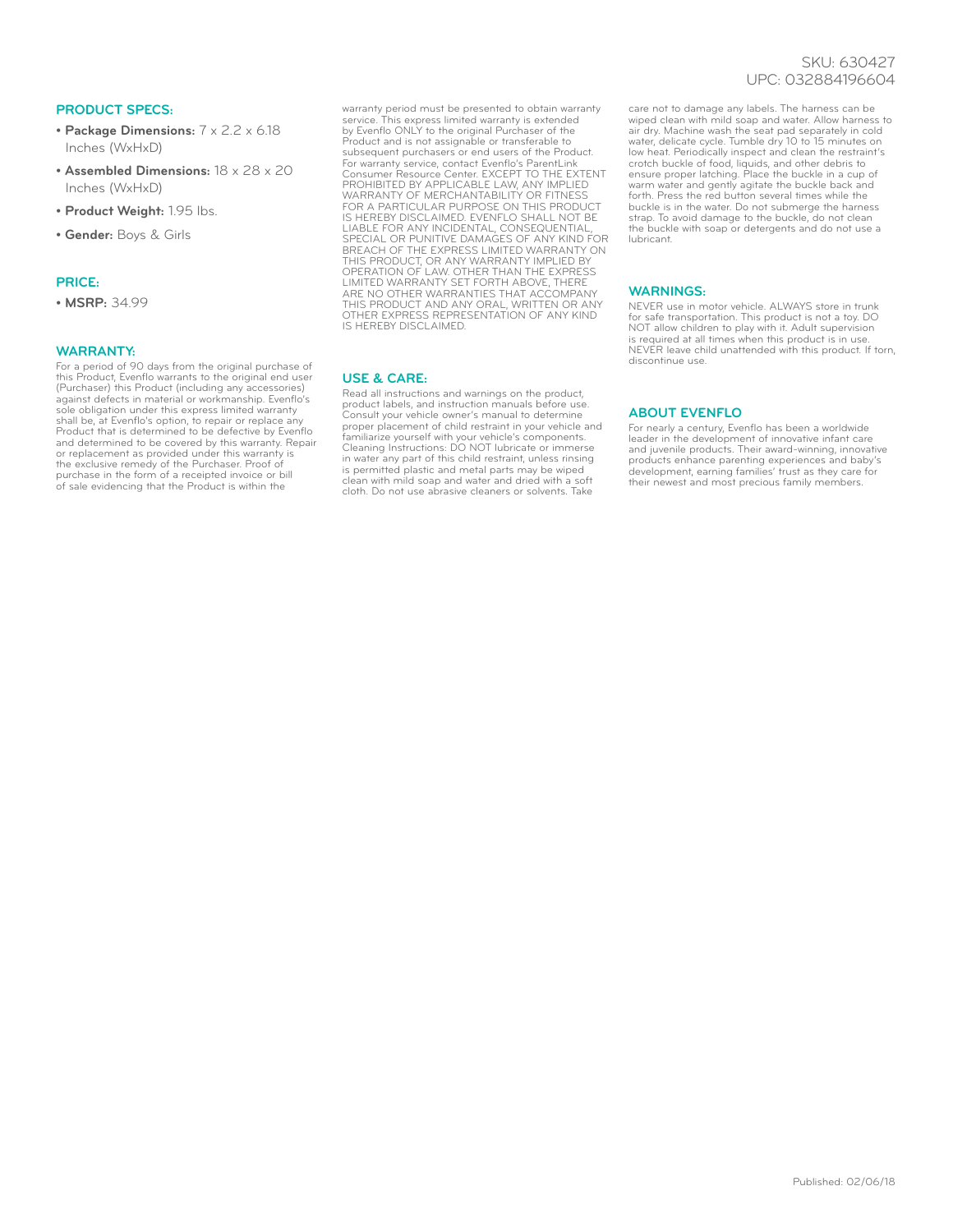SKU: 630427
UPC: 032884196604

## PRODUCT SPECS:

- **Package Dimensions:** 7 x 2.2 x 6.18 Inches (WxHxD)
- **Assembled Dimensions:** 18 x 28 x 20 Inches (WxHxD)
- **Product Weight:** 1.95 lbs.
- **Gender:** Boys & Girls

## PRICE:

- **MSRP:** 34.99

## WARRANTY:

For a period of 90 days from the original purchase of this Product, Evenflo warrants to the original end user (Purchaser) this Product (including any accessories) against defects in material or workmanship. Evenflo's sole obligation under this express limited warranty shall be, at Evenflo's option, to repair or replace any Product that is determined to be defective by Evenflo and determined to be covered by this warranty. Repair or replacement as provided under this warranty is the exclusive remedy of the Purchaser. Proof of purchase in the form of a receipted invoice or bill of sale evidencing that the Product is within the warranty period must be presented to obtain warranty service. This express limited warranty is extended by Evenflo ONLY to the original Purchaser of the Product and is not assignable or transferable to subsequent purchasers or end users of the Product. For warranty service, contact Evenflo's ParentLink Consumer Resource Center. EXCEPT TO THE EXTENT PROHIBITED BY APPLICABLE LAW, ANY IMPLIED WARRANTY OF MERCHANTABILITY OR FITNESS FOR A PARTICULAR PURPOSE ON THIS PRODUCT IS HEREBY DISCLAIMED. EVENFLO SHALL NOT BE LIABLE FOR ANY INCIDENTAL, CONSEQUENTIAL, SPECIAL OR PUNITIVE DAMAGES OF ANY KIND FOR BREACH OF THE EXPRESS LIMITED WARRANTY ON THIS PRODUCT, OR ANY WARRANTY IMPLIED BY OPERATION OF LAW. OTHER THAN THE EXPRESS LIMITED WARRANTY SET FORTH ABOVE, THERE ARE NO OTHER WARRANTIES THAT ACCOMPANY THIS PRODUCT AND ANY ORAL, WRITTEN OR ANY OTHER EXPRESS REPRESENTATION OF ANY KIND IS HEREBY DISCLAIMED.

## USE & CARE:

Read all instructions and warnings on the product, product labels, and instruction manuals before use. Consult your vehicle owner's manual to determine proper placement of child restraint in your vehicle and familiarize yourself with your vehicle's components. Cleaning Instructions: DO NOT lubricate or immerse in water any part of this child restraint, unless rinsing is permitted plastic and metal parts may be wiped clean with mild soap and water and dried with a soft cloth. Do not use abrasive cleaners or solvents. Take care not to damage any labels. The harness can be wiped clean with mild soap and water. Allow harness to air dry. Machine wash the seat pad separately in cold water, delicate cycle. Tumble dry 10 to 15 minutes on low heat. Periodically inspect and clean the restraint's crotch buckle of food, liquids, and other debris to ensure proper latching. Place the buckle in a cup of warm water and gently agitate the buckle back and forth. Press the red button several times while the buckle is in the water. Do not submerge the harness strap. To avoid damage to the buckle, do not clean the buckle with soap or detergents and do not use a lubricant.

## WARNINGS:

NEVER use in motor vehicle. ALWAYS store in trunk for safe transportation. This product is not a toy. DO NOT allow children to play with it. Adult supervision is required at all times when this product is in use. NEVER leave child unattended with this product. If torn, discontinue use.

## ABOUT EVENFLO

For nearly a century, Evenflo has been a worldwide leader in the development of innovative infant care and juvenile products. Their award-winning, innovative products enhance parenting experiences and baby's development, earning families' trust as they care for their newest and most precious family members.

Published: 02/06/18